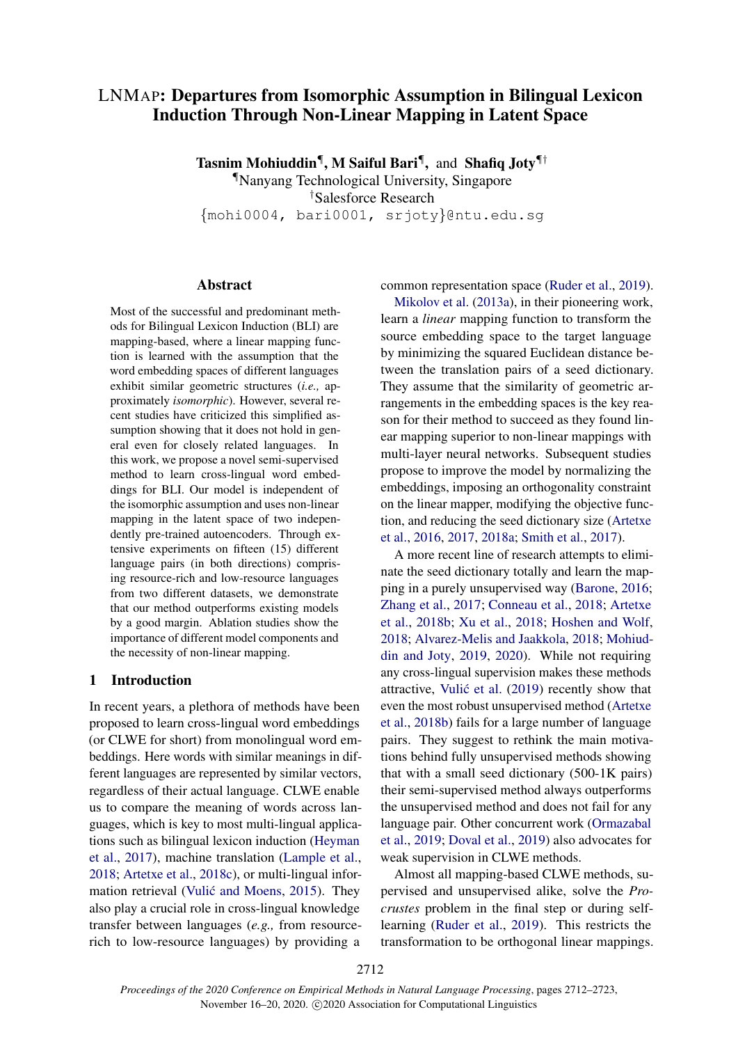# LNMAP: Departures from Isomorphic Assumption in Bilingual Lexicon Induction Through Non-Linear Mapping in Latent Space

**Tasnim Mohiuddin**[¶], **M Saiful Bari**[¶], and **Shafiq Joty**[¶†]

[¶]Nanyang Technological University, Singapore

[†]Salesforce Research

{mohi0004, bari0001, srjoty}@ntu.edu.sg

## Abstract

Most of the successful and predominant methods for Bilingual Lexicon Induction (BLI) are mapping-based, where a linear mapping function is learned with the assumption that the word embedding spaces of different languages exhibit similar geometric structures (*i.e.,* approximately *isomorphic*). However, several recent studies have criticized this simplified assumption showing that it does not hold in general even for closely related languages. In this work, we propose a novel semi-supervised method to learn cross-lingual word embeddings for BLI. Our model is independent of the isomorphic assumption and uses non-linear mapping in the latent space of two independently pre-trained autoencoders. Through extensive experiments on fifteen (15) different language pairs (in both directions) comprising resource-rich and low-resource languages from two different datasets, we demonstrate that our method outperforms existing models by a good margin. Ablation studies show the importance of different model components and the necessity of non-linear mapping.

## 1 Introduction

In recent years, a plethora of methods have been proposed to learn cross-lingual word embeddings (or CLWE for short) from monolingual word embeddings. Here words with similar meanings in different languages are represented by similar vectors, regardless of their actual language. CLWE enable us to compare the meaning of words across languages, which is key to most multi-lingual applications such as bilingual lexicon induction (Heyman et al., 2017), machine translation (Lample et al., 2018; Artetxe et al., 2018c), or multi-lingual information retrieval (Vulić and Moens, 2015). They also play a crucial role in cross-lingual knowledge transfer between languages (*e.g.,* from resource-rich to low-resource languages) by providing a common representation space (Ruder et al., 2019).

Mikolov et al. (2013a), in their pioneering work, learn a *linear* mapping function to transform the source embedding space to the target language by minimizing the squared Euclidean distance between the translation pairs of a seed dictionary. They assume that the similarity of geometric arrangements in the embedding spaces is the key reason for their method to succeed as they found linear mapping superior to non-linear mappings with multi-layer neural networks. Subsequent studies propose to improve the model by normalizing the embeddings, imposing an orthogonality constraint on the linear mapper, modifying the objective function, and reducing the seed dictionary size (Artetxe et al., 2016, 2017, 2018a; Smith et al., 2017).

A more recent line of research attempts to eliminate the seed dictionary totally and learn the mapping in a purely unsupervised way (Barone, 2016; Zhang et al., 2017; Conneau et al., 2018; Artetxe et al., 2018b; Xu et al., 2018; Hoshen and Wolf, 2018; Alvarez-Melis and Jaakkola, 2018; Mohiuddin and Joty, 2019, 2020). While not requiring any cross-lingual supervision makes these methods attractive, Vulić et al. (2019) recently show that even the most robust unsupervised method (Artetxe et al., 2018b) fails for a large number of language pairs. They suggest to rethink the main motivations behind fully unsupervised methods showing that with a small seed dictionary (500-1K pairs) their semi-supervised method always outperforms the unsupervised method and does not fail for any language pair. Other concurrent work (Ormazabal et al., 2019; Doval et al., 2019) also advocates for weak supervision in CLWE methods.

Almost all mapping-based CLWE methods, supervised and unsupervised alike, solve the *Procrustes* problem in the final step or during self-learning (Ruder et al., 2019). This restricts the transformation to be orthogonal linear mappings.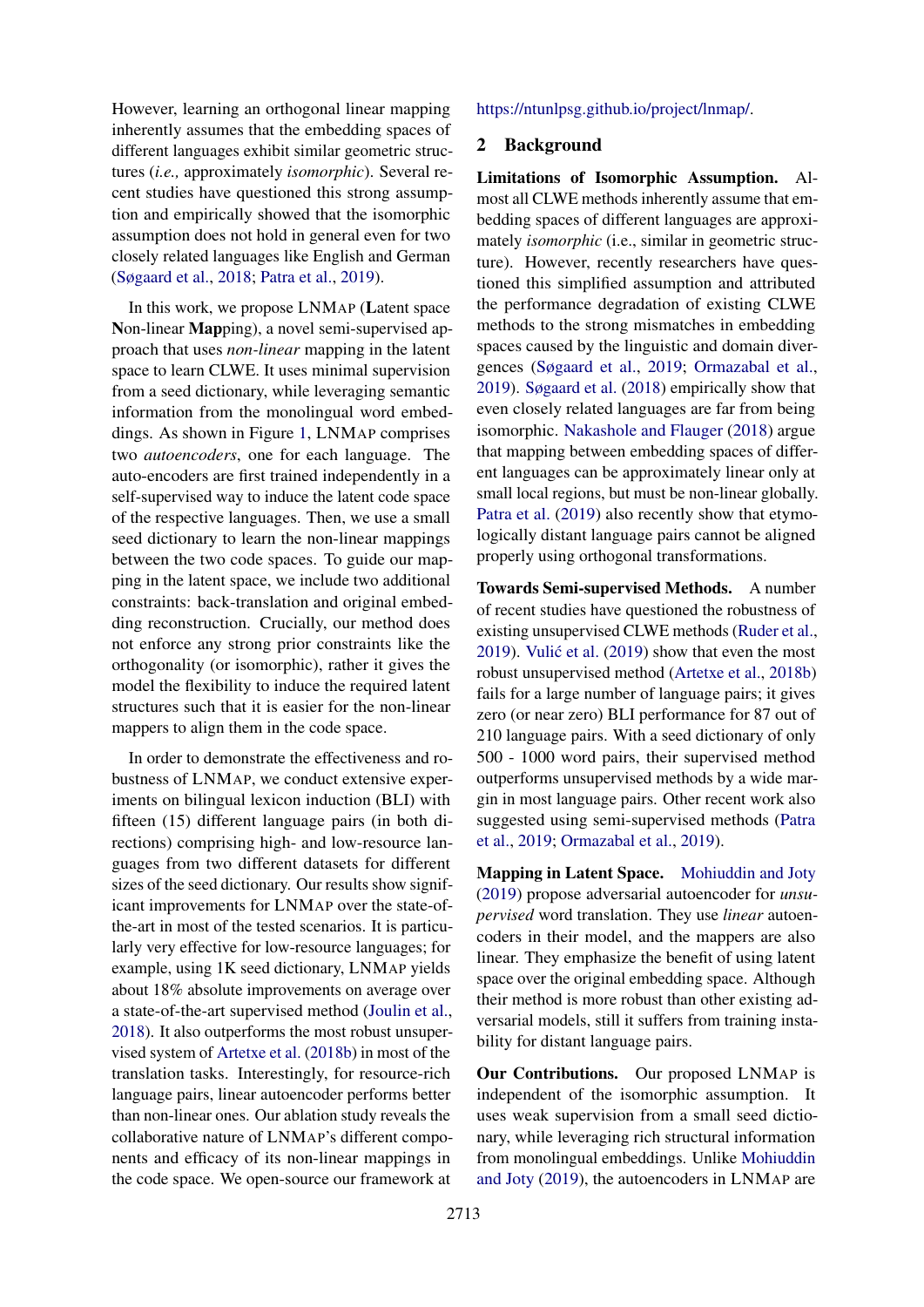However, learning an orthogonal linear mapping inherently assumes that the embedding spaces of different languages exhibit similar geometric structures (*i.e.,* approximately *isomorphic*). Several recent studies have questioned this strong assumption and empirically showed that the isomorphic assumption does not hold in general even for two closely related languages like English and German (Søgaard et al., 2018; Patra et al., 2019).

In this work, we propose LNMAP (**L**atent space **N**on-linear **Map**ping), a novel semi-supervised approach that uses *non-linear* mapping in the latent space to learn CLWE. It uses minimal supervision from a seed dictionary, while leveraging semantic information from the monolingual word embeddings. As shown in Figure 1, LNMAP comprises two *autoencoders*, one for each language. The auto-encoders are first trained independently in a self-supervised way to induce the latent code space of the respective languages. Then, we use a small seed dictionary to learn the non-linear mappings between the two code spaces. To guide our mapping in the latent space, we include two additional constraints: back-translation and original embedding reconstruction. Crucially, our method does not enforce any strong prior constraints like the orthogonality (or isomorphic), rather it gives the model the flexibility to induce the required latent structures such that it is easier for the non-linear mappers to align them in the code space.

In order to demonstrate the effectiveness and robustness of LNMAP, we conduct extensive experiments on bilingual lexicon induction (BLI) with fifteen (15) different language pairs (in both directions) comprising high- and low-resource languages from two different datasets for different sizes of the seed dictionary. Our results show significant improvements for LNMAP over the state-of-the-art in most of the tested scenarios. It is particularly very effective for low-resource languages; for example, using 1K seed dictionary, LNMAP yields about 18% absolute improvements on average over a state-of-the-art supervised method (Joulin et al., 2018). It also outperforms the most robust unsupervised system of Artetxe et al. (2018b) in most of the translation tasks. Interestingly, for resource-rich language pairs, linear autoencoder performs better than non-linear ones. Our ablation study reveals the collaborative nature of LNMAP's different components and efficacy of its non-linear mappings in the code space. We open-source our framework at https://ntunlpsg.github.io/project/lnmap/.

## 2 Background

**Limitations of Isomorphic Assumption.** Almost all CLWE methods inherently assume that embedding spaces of different languages are approximately *isomorphic* (i.e., similar in geometric structure). However, recently researchers have questioned this simplified assumption and attributed the performance degradation of existing CLWE methods to the strong mismatches in embedding spaces caused by the linguistic and domain divergences (Søgaard et al., 2019; Ormazabal et al., 2019). Søgaard et al. (2018) empirically show that even closely related languages are far from being isomorphic. Nakashole and Flauger (2018) argue that mapping between embedding spaces of different languages can be approximately linear only at small local regions, but must be non-linear globally. Patra et al. (2019) also recently show that etymologically distant language pairs cannot be aligned properly using orthogonal transformations.

**Towards Semi-supervised Methods.** A number of recent studies have questioned the robustness of existing unsupervised CLWE methods (Ruder et al., 2019). Vulić et al. (2019) show that even the most robust unsupervised method (Artetxe et al., 2018b) fails for a large number of language pairs; it gives zero (or near zero) BLI performance for 87 out of 210 language pairs. With a seed dictionary of only 500 - 1000 word pairs, their supervised method outperforms unsupervised methods by a wide margin in most language pairs. Other recent work also suggested using semi-supervised methods (Patra et al., 2019; Ormazabal et al., 2019).

**Mapping in Latent Space.** Mohiuddin and Joty (2019) propose adversarial autoencoder for *unsupervised* word translation. They use *linear* autoencoders in their model, and the mappers are also linear. They emphasize the benefit of using latent space over the original embedding space. Although their method is more robust than other existing adversarial models, still it suffers from training instability for distant language pairs.

**Our Contributions.** Our proposed LNMAP is independent of the isomorphic assumption. It uses weak supervision from a small seed dictionary, while leveraging rich structural information from monolingual embeddings. Unlike Mohiuddin and Joty (2019), the autoencoders in LNMAP are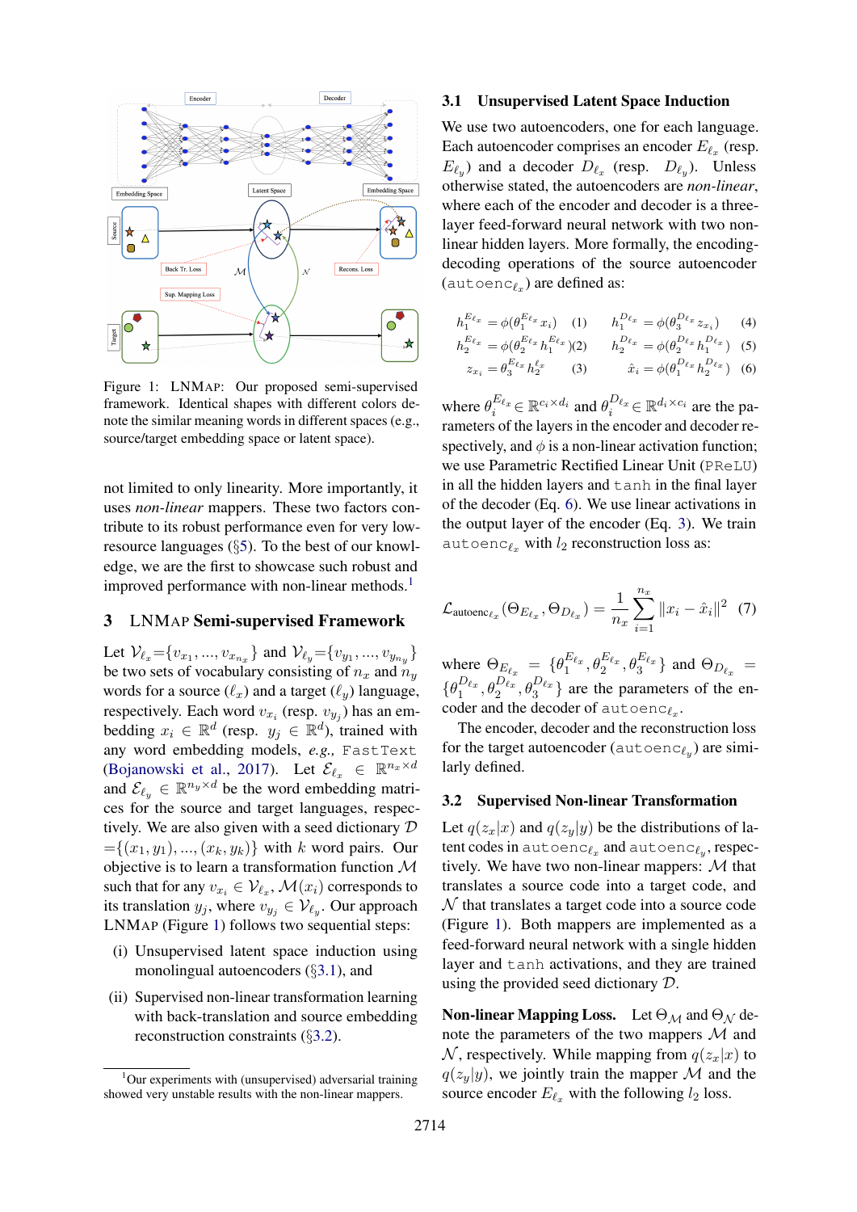Figure 1: LNMAP: Our proposed semi-supervised framework. Identical shapes with different colors denote the similar meaning words in different spaces (e.g., source/target embedding space or latent space).

not limited to only linearity. More importantly, it uses *non-linear* mappers. These two factors contribute to its robust performance even for very low-resource languages (§5). To the best of our knowledge, we are the first to showcase such robust and improved performance with non-linear methods.[1]

## 3 LNMAP Semi-supervised Framework

Let $\mathcal{V}_{\ell_x}=\{v_{x_1},...,v_{x_{n_x}}\}$ and $\mathcal{V}_{\ell_y}=\{v_{y_1},...,v_{y_{n_y}}\}$ be two sets of vocabulary consisting of $n_x$ and $n_y$ words for a source ($\ell_x$) and a target ($\ell_y$) language, respectively. Each word $v_{x_i}$ (resp. $v_{y_j}$) has an embedding $x_i \in \mathbb{R}^d$ (resp. $y_j \in \mathbb{R}^d$), trained with any word embedding models, *e.g.,* FastText (Bojanowski et al., 2017). Let $\mathcal{E}_{\ell_x} \in \mathbb{R}^{n_x \times d}$ and $\mathcal{E}_{\ell_y} \in \mathbb{R}^{n_y \times d}$ be the word embedding matrices for the source and target languages, respectively. We are also given with a seed dictionary $\mathcal{D}$ $=\{(x_1, y_1), ..., (x_k, y_k)\}$ with $k$ word pairs. Our objective is to learn a transformation function $\mathcal{M}$ such that for any $v_{x_i} \in \mathcal{V}_{\ell_x}$, $\mathcal{M}(x_i)$ corresponds to its translation $y_j$, where $v_{y_j} \in \mathcal{V}_{\ell_y}$. Our approach LNMAP (Figure 1) follows two sequential steps:

(i) Unsupervised latent space induction using monolingual autoencoders (§3.1), and

(ii) Supervised non-linear transformation learning with back-translation and source embedding reconstruction constraints (§3.2).

[1] Our experiments with (unsupervised) adversarial training showed very unstable results with the non-linear mappers.

### 3.1 Unsupervised Latent Space Induction

We use two autoencoders, one for each language. Each autoencoder comprises an encoder $E_{\ell_x}$ (resp. $E_{\ell_y}$) and a decoder $D_{\ell_x}$ (resp. $D_{\ell_y}$). Unless otherwise stated, the autoencoders are *non-linear*, where each of the encoder and decoder is a three-layer feed-forward neural network with two non-linear hidden layers. More formally, the encoding-decoding operations of the source autoencoder (autoenc$_{\ell_x}$) are defined as:

$$h_1^{E_{\ell_x}} = \phi(\theta_1^{E_{\ell_x}} x_i) \quad (1)$$

$$h_2^{E_{\ell_x}} = \phi(\theta_2^{E_{\ell_x}} h_1^{E_{\ell_x}}) \quad (2)$$

$$z_{x_i} = \theta_3^{E_{\ell_x}} h_2^{\ell_x} \quad (3)$$

$$h_1^{D_{\ell_x}} = \phi(\theta_3^{D_{\ell_x}} z_{x_i}) \quad (4)$$

$$h_2^{D_{\ell_x}} = \phi(\theta_2^{D_{\ell_x}} h_1^{D_{\ell_x}}) \quad (5)$$

$$\hat{x}_i = \phi(\theta_1^{D_{\ell_x}} h_2^{D_{\ell_x}}) \quad (6)$$

where $\theta_i^{E_{\ell_x}} \in \mathbb{R}^{c_i \times d_i}$ and $\theta_i^{D_{\ell_x}} \in \mathbb{R}^{d_i \times c_i}$ are the parameters of the layers in the encoder and decoder respectively, and $\phi$ is a non-linear activation function; we use Parametric Rectified Linear Unit (PReLU) in all the hidden layers and tanh in the final layer of the decoder (Eq. 6). We use linear activations in the output layer of the encoder (Eq. 3). We train autoenc$_{\ell_x}$ with $l_2$ reconstruction loss as:

$$\mathcal{L}_{\text{autoenc}_{\ell_x}}(\Theta_{E_{\ell_x}}, \Theta_{D_{\ell_x}}) = \frac{1}{n_x}\sum_{i=1}^{n_x} \|x_i - \hat{x}_i\|^2 \quad (7)$$

where $\Theta_{E_{\ell_x}} = \{\theta_1^{E_{\ell_x}}, \theta_2^{E_{\ell_x}}, \theta_3^{E_{\ell_x}}\}$ and $\Theta_{D_{\ell_x}} = \{\theta_1^{D_{\ell_x}}, \theta_2^{D_{\ell_x}}, \theta_3^{D_{\ell_x}}\}$ are the parameters of the encoder and the decoder of autoenc$_{\ell_x}$.

The encoder, decoder and the reconstruction loss for the target autoencoder (autoenc$_{\ell_y}$) are similarly defined.

### 3.2 Supervised Non-linear Transformation

Let $q(z_x|x)$ and $q(z_y|y)$ be the distributions of latent codes in autoenc$_{\ell_x}$ and autoenc$_{\ell_y}$, respectively. We have two non-linear mappers: $\mathcal{M}$ that translates a source code into a target code, and $\mathcal{N}$ that translates a target code into a source code (Figure 1). Both mappers are implemented as a feed-forward neural network with a single hidden layer and tanh activations, and they are trained using the provided seed dictionary $\mathcal{D}$.

**Non-linear Mapping Loss.** Let $\Theta_{\mathcal{M}}$ and $\Theta_{\mathcal{N}}$ denote the parameters of the two mappers $\mathcal{M}$ and $\mathcal{N}$, respectively. While mapping from $q(z_x|x)$ to $q(z_y|y)$, we jointly train the mapper $\mathcal{M}$ and the source encoder $E_{\ell_x}$ with the following $l_2$ loss.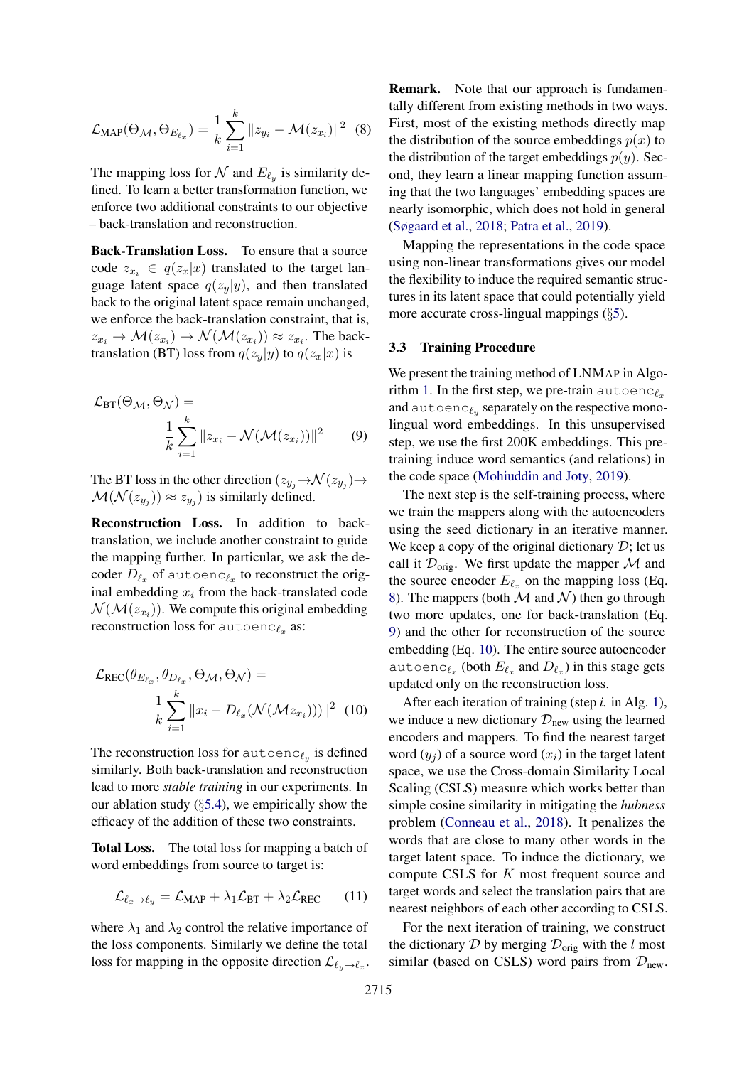$$\mathcal{L}_{\text{MAP}}(\Theta_{\mathcal{M}}, \Theta_{E_{\ell_x}}) = \frac{1}{k}\sum_{i=1}^{k} \|z_{y_i} - \mathcal{M}(z_{x_i})\|^2 \quad (8)$$

The mapping loss for $\mathcal{N}$ and $E_{\ell_y}$ is similarity defined. To learn a better transformation function, we enforce two additional constraints to our objective – back-translation and reconstruction.

**Back-Translation Loss.** To ensure that a source code $z_{x_i} \in q(z_x|x)$ translated to the target language latent space $q(z_y|y)$, and then translated back to the original latent space remain unchanged, we enforce the back-translation constraint, that is, $z_{x_i} \to \mathcal{M}(z_{x_i}) \to \mathcal{N}(\mathcal{M}(z_{x_i})) \approx z_{x_i}$. The back-translation (BT) loss from $q(z_y|y)$ to $q(z_x|x)$ is

$$\mathcal{L}_{\text{BT}}(\Theta_{\mathcal{M}}, \Theta_{\mathcal{N}}) = \frac{1}{k}\sum_{i=1}^{k} \|z_{x_i} - \mathcal{N}(\mathcal{M}(z_{x_i}))\|^2 \quad (9)$$

The BT loss in the other direction ($z_{y_j} \to \mathcal{N}(z_{y_j}) \to \mathcal{M}(\mathcal{N}(z_{y_j})) \approx z_{y_j}$) is similarly defined.

**Reconstruction Loss.** In addition to back-translation, we include another constraint to guide the mapping further. In particular, we ask the decoder $D_{\ell_x}$ of $\texttt{autoenc}_{\ell_x}$ to reconstruct the original embedding $x_i$ from the back-translated code $\mathcal{N}(\mathcal{M}(z_{x_i}))$. We compute this original embedding reconstruction loss for $\texttt{autoenc}_{\ell_x}$ as:

$$\mathcal{L}_{\text{REC}}(\theta_{E_{\ell_x}}, \theta_{D_{\ell_x}}, \Theta_{\mathcal{M}}, \Theta_{\mathcal{N}}) = \frac{1}{k}\sum_{i=1}^{k} \|x_i - D_{\ell_x}(\mathcal{N}(\mathcal{M}z_{x_i})))\|^2 \quad (10)$$

The reconstruction loss for $\texttt{autoenc}_{\ell_y}$ is defined similarly. Both back-translation and reconstruction lead to more *stable training* in our experiments. In our ablation study (§5.4), we empirically show the efficacy of the addition of these two constraints.

**Total Loss.** The total loss for mapping a batch of word embeddings from source to target is:

$$\mathcal{L}_{\ell_x \to \ell_y} = \mathcal{L}_{\text{MAP}} + \lambda_1 \mathcal{L}_{\text{BT}} + \lambda_2 \mathcal{L}_{\text{REC}} \quad (11)$$

where $\lambda_1$ and $\lambda_2$ control the relative importance of the loss components. Similarly we define the total loss for mapping in the opposite direction $\mathcal{L}_{\ell_y \to \ell_x}$.

**Remark.** Note that our approach is fundamentally different from existing methods in two ways. First, most of the existing methods directly map the distribution of the source embeddings $p(x)$ to the distribution of the target embeddings $p(y)$. Second, they learn a linear mapping function assuming that the two languages' embedding spaces are nearly isomorphic, which does not hold in general (Søgaard et al., 2018; Patra et al., 2019).

Mapping the representations in the code space using non-linear transformations gives our model the flexibility to induce the required semantic structures in its latent space that could potentially yield more accurate cross-lingual mappings (§5).

### 3.3 Training Procedure

We present the training method of LNMAP in Algorithm 1. In the first step, we pre-train $\texttt{autoenc}_{\ell_x}$ and $\texttt{autoenc}_{\ell_y}$ separately on the respective monolingual word embeddings. In this unsupervised step, we use the first 200K embeddings. This pre-training induce word semantics (and relations) in the code space (Mohiuddin and Joty, 2019).

The next step is the self-training process, where we train the mappers along with the autoencoders using the seed dictionary in an iterative manner. We keep a copy of the original dictionary $\mathcal{D}$; let us call it $\mathcal{D}_{\text{orig}}$. We first update the mapper $\mathcal{M}$ and the source encoder $E_{\ell_x}$ on the mapping loss (Eq. 8). The mappers (both $\mathcal{M}$ and $\mathcal{N}$) then go through two more updates, one for back-translation (Eq. 9) and the other for reconstruction of the source embedding (Eq. 10). The entire source autoencoder $\texttt{autoenc}_{\ell_x}$ (both $E_{\ell_x}$ and $D_{\ell_x}$) in this stage gets updated only on the reconstruction loss.

After each iteration of training (step *i.* in Alg. 1), we induce a new dictionary $\mathcal{D}_{\text{new}}$ using the learned encoders and mappers. To find the nearest target word ($y_j$) of a source word ($x_i$) in the target latent space, we use the Cross-domain Similarity Local Scaling (CSLS) measure which works better than simple cosine similarity in mitigating the *hubness* problem (Conneau et al., 2018). It penalizes the words that are close to many other words in the target latent space. To induce the dictionary, we compute CSLS for $K$ most frequent source and target words and select the translation pairs that are nearest neighbors of each other according to CSLS.

For the next iteration of training, we construct the dictionary $\mathcal{D}$ by merging $\mathcal{D}_{\text{orig}}$ with the $l$ most similar (based on CSLS) word pairs from $\mathcal{D}_{\text{new}}$.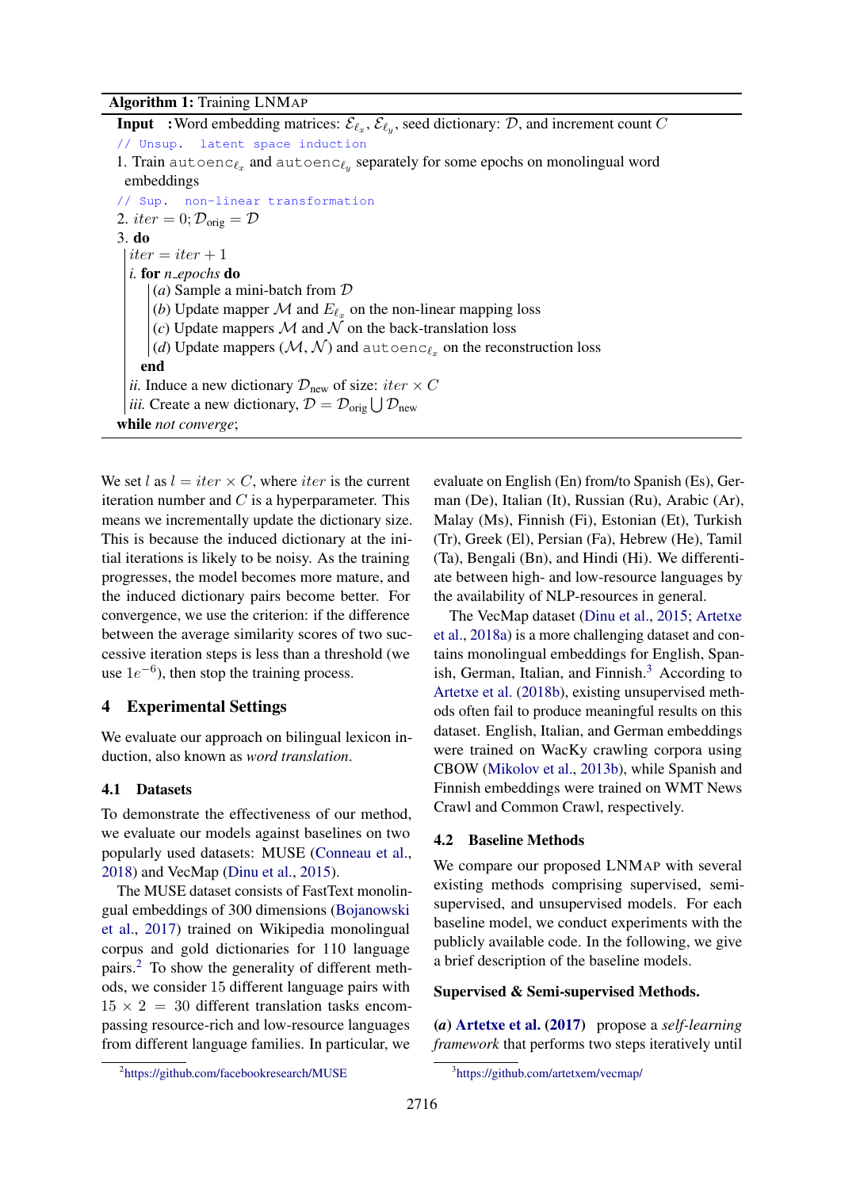**Algorithm 1:** Training LNMAP

**Input :** Word embedding matrices: $\mathcal{E}_{\ell_x}$, $\mathcal{E}_{\ell_y}$, seed dictionary: $\mathcal{D}$, and increment count $C$

```
// Unsup. latent space induction
```

1. Train $\texttt{autoenc}_{\ell_x}$ and $\texttt{autoenc}_{\ell_y}$ separately for some epochs on monolingual word embeddings

```
// Sup. non-linear transformation
```

2. $iter = 0; \mathcal{D}_{\text{orig}} = \mathcal{D}$
3. **do**
   - $iter = iter + 1$
   - *i.* **for** *n_epochs* **do**
     - $(a)$ Sample a mini-batch from $\mathcal{D}$
     - $(b)$ Update mapper $\mathcal{M}$ and $E_{\ell_x}$ on the non-linear mapping loss
     - $(c)$ Update mappers $\mathcal{M}$ and $\mathcal{N}$ on the back-translation loss
     - $(d)$ Update mappers $(\mathcal{M}, \mathcal{N})$ and $\texttt{autoenc}_{\ell_x}$ on the reconstruction loss
   - **end**
   - *ii.* Induce a new dictionary $\mathcal{D}_{\text{new}}$ of size: $iter \times C$
   - *iii.* Create a new dictionary, $\mathcal{D} = \mathcal{D}_{\text{orig}} \bigcup \mathcal{D}_{\text{new}}$

**while** *not converge*;

We set $l$ as $l = iter \times C$, where $iter$ is the current iteration number and $C$ is a hyperparameter. This means we incrementally update the dictionary size. This is because the induced dictionary at the initial iterations is likely to be noisy. As the training progresses, the model becomes more mature, and the induced dictionary pairs become better. For convergence, we use the criterion: if the difference between the average similarity scores of two successive iteration steps is less than a threshold (we use $1e^{-6}$), then stop the training process.

## 4 Experimental Settings

We evaluate our approach on bilingual lexicon induction, also known as *word translation*.

### 4.1 Datasets

To demonstrate the effectiveness of our method, we evaluate our models against baselines on two popularly used datasets: MUSE (Conneau et al., 2018) and VecMap (Dinu et al., 2015).

The MUSE dataset consists of FastText monolingual embeddings of 300 dimensions (Bojanowski et al., 2017) trained on Wikipedia monolingual corpus and gold dictionaries for 110 language pairs.[2] To show the generality of different methods, we consider 15 different language pairs with $15 \times 2 = 30$ different translation tasks encompassing resource-rich and low-resource languages from different language families. In particular, we evaluate on English (En) from/to Spanish (Es), German (De), Italian (It), Russian (Ru), Arabic (Ar), Malay (Ms), Finnish (Fi), Estonian (Et), Turkish (Tr), Greek (El), Persian (Fa), Hebrew (He), Tamil (Ta), Bengali (Bn), and Hindi (Hi). We differentiate between high- and low-resource languages by the availability of NLP-resources in general.

The VecMap dataset (Dinu et al., 2015; Artetxe et al., 2018a) is a more challenging dataset and contains monolingual embeddings for English, Spanish, German, Italian, and Finnish.[3] According to Artetxe et al. (2018b), existing unsupervised methods often fail to produce meaningful results on this dataset. English, Italian, and German embeddings were trained on WacKy crawling corpora using CBOW (Mikolov et al., 2013b), while Spanish and Finnish embeddings were trained on WMT News Crawl and Common Crawl, respectively.

### 4.2 Baseline Methods

We compare our proposed LNMAP with several existing methods comprising supervised, semi-supervised, and unsupervised models. For each baseline model, we conduct experiments with the publicly available code. In the following, we give a brief description of the baseline models.

**Supervised & Semi-supervised Methods.**

***(a)*** **Artetxe et al. (2017)** propose a *self-learning framework* that performs two steps iteratively until

[2] https://github.com/facebookresearch/MUSE

[3] https://github.com/artetxem/vecmap/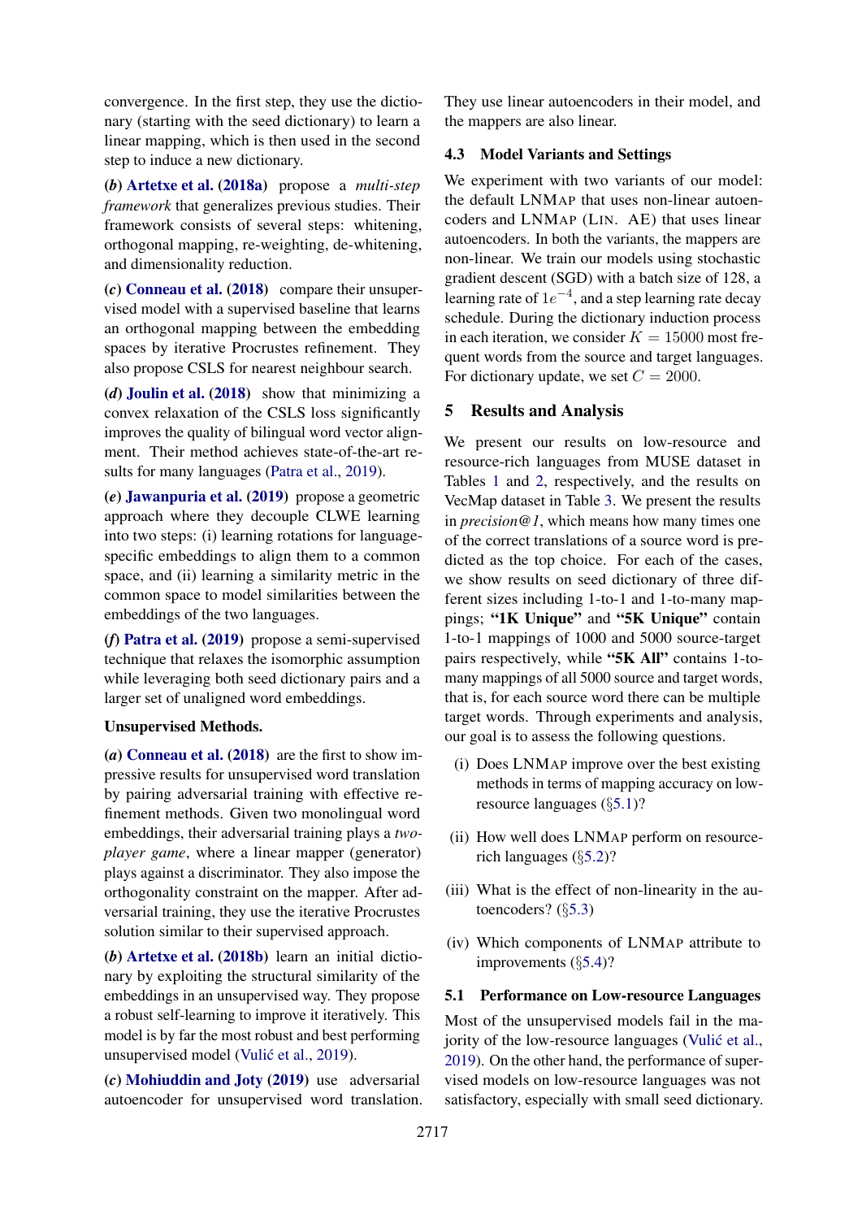convergence. In the first step, they use the dictionary (starting with the seed dictionary) to learn a linear mapping, which is then used in the second step to induce a new dictionary.

***(b)* Artetxe et al. (2018a)** propose a *multi-step framework* that generalizes previous studies. Their framework consists of several steps: whitening, orthogonal mapping, re-weighting, de-whitening, and dimensionality reduction.

***(c)* Conneau et al. (2018)** compare their unsupervised model with a supervised baseline that learns an orthogonal mapping between the embedding spaces by iterative Procrustes refinement. They also propose CSLS for nearest neighbour search.

***(d)* Joulin et al. (2018)** show that minimizing a convex relaxation of the CSLS loss significantly improves the quality of bilingual word vector alignment. Their method achieves state-of-the-art results for many languages (Patra et al., 2019).

***(e)* Jawanpuria et al. (2019)** propose a geometric approach where they decouple CLWE learning into two steps: (i) learning rotations for language-specific embeddings to align them to a common space, and (ii) learning a similarity metric in the common space to model similarities between the embeddings of the two languages.

***(f)* Patra et al. (2019)** propose a semi-supervised technique that relaxes the isomorphic assumption while leveraging both seed dictionary pairs and a larger set of unaligned word embeddings.

**Unsupervised Methods.**

***(a)* Conneau et al. (2018)** are the first to show impressive results for unsupervised word translation by pairing adversarial training with effective refinement methods. Given two monolingual word embeddings, their adversarial training plays a *two-player game*, where a linear mapper (generator) plays against a discriminator. They also impose the orthogonality constraint on the mapper. After adversarial training, they use the iterative Procrustes solution similar to their supervised approach.

***(b)* Artetxe et al. (2018b)** learn an initial dictionary by exploiting the structural similarity of the embeddings in an unsupervised way. They propose a robust self-learning to improve it iteratively. This model is by far the most robust and best performing unsupervised model (Vulić et al., 2019).

***(c)* Mohiuddin and Joty (2019)** use adversarial autoencoder for unsupervised word translation. They use linear autoencoders in their model, and the mappers are also linear.

### 4.3 Model Variants and Settings

We experiment with two variants of our model: the default LNMAP that uses non-linear autoencoders and LNMAP (LIN. AE) that uses linear autoencoders. In both the variants, the mappers are non-linear. We train our models using stochastic gradient descent (SGD) with a batch size of 128, a learning rate of $1e^{-4}$, and a step learning rate decay schedule. During the dictionary induction process in each iteration, we consider $K = 15000$ most frequent words from the source and target languages. For dictionary update, we set $C = 2000$.

## 5 Results and Analysis

We present our results on low-resource and resource-rich languages from MUSE dataset in Tables 1 and 2, respectively, and the results on VecMap dataset in Table 3. We present the results in *precision@1*, which means how many times one of the correct translations of a source word is predicted as the top choice. For each of the cases, we show results on seed dictionary of three different sizes including 1-to-1 and 1-to-many mappings; **"1K Unique"** and **"5K Unique"** contain 1-to-1 mappings of 1000 and 5000 source-target pairs respectively, while **"5K All"** contains 1-to-many mappings of all 5000 source and target words, that is, for each source word there can be multiple target words. Through experiments and analysis, our goal is to assess the following questions.

(i) Does LNMAP improve over the best existing methods in terms of mapping accuracy on low-resource languages (§5.1)?

(ii) How well does LNMAP perform on resource-rich languages (§5.2)?

(iii) What is the effect of non-linearity in the autoencoders? (§5.3)

(iv) Which components of LNMAP attribute to improvements (§5.4)?

### 5.1 Performance on Low-resource Languages

Most of the unsupervised models fail in the majority of the low-resource languages (Vulić et al., 2019). On the other hand, the performance of supervised models on low-resource languages was not satisfactory, especially with small seed dictionary.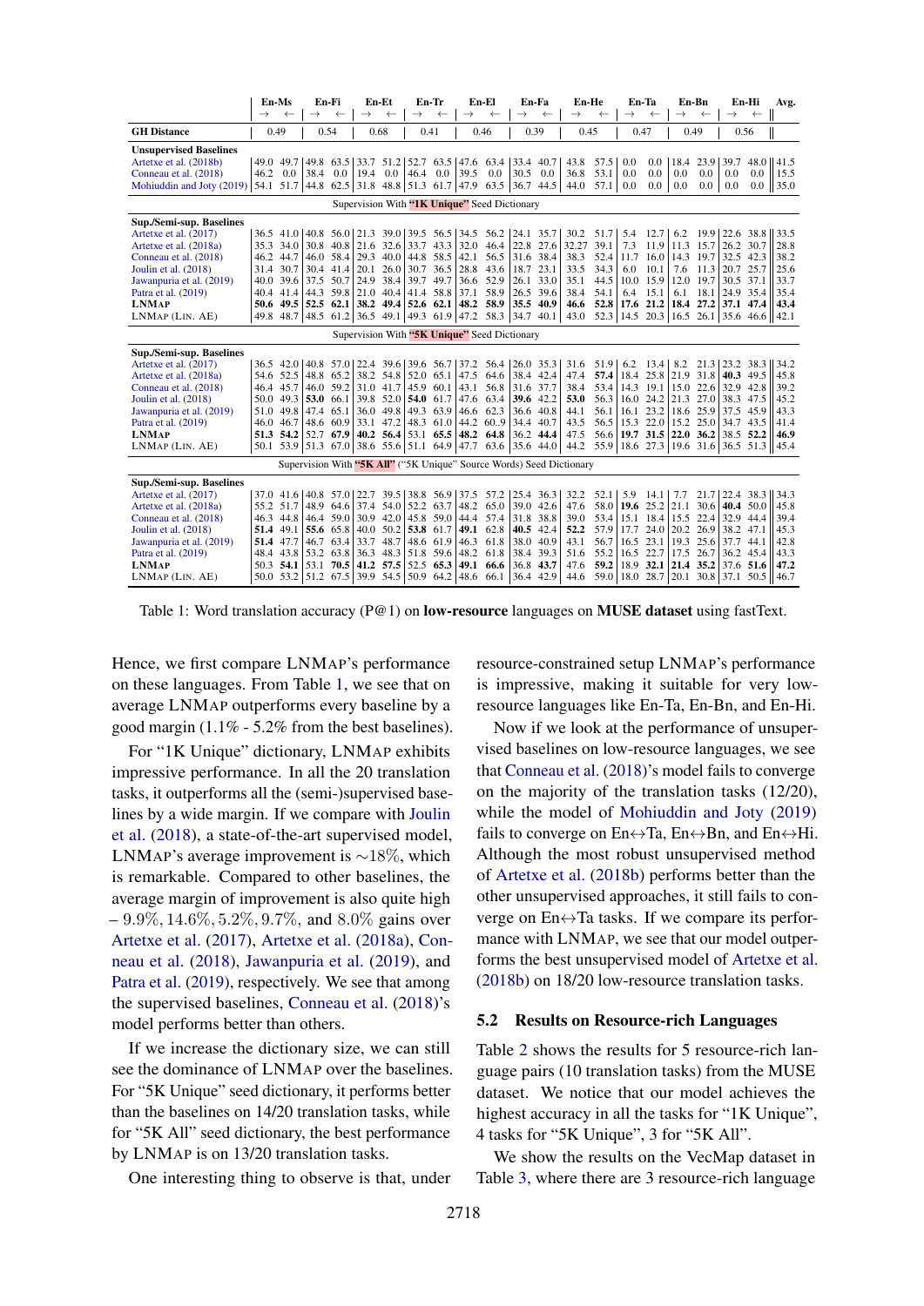| | En-Ms → | En-Ms ← | En-Fi → | En-Fi ← | En-Et → | En-Et ← | En-Tr → | En-Tr ← | En-El → | En-El ← | En-Fa → | En-Fa ← | En-He → | En-He ← | En-Ta → | En-Ta ← | En-Bn → | En-Bn ← | En-Hi → | En-Hi ← | Avg. |
|---|---|---|---|---|---|---|---|---|---|---|---|---|---|---|---|---|---|---|---|---|---|
| **GH Distance** | 0.49 | | 0.54 | | 0.68 | | 0.41 | | 0.46 | | 0.39 | | 0.45 | | 0.47 | | 0.49 | | 0.56 | | |
| **Unsupervised Baselines** | | | | | | | | | | | | | | | | | | | | | |
| Artetxe et al. (2018b) | 49.0 | 49.7 | 49.8 | 63.5 | 33.7 | 51.2 | 52.7 | 63.5 | 47.6 | 63.4 | 33.4 | 40.7 | 43.8 | 57.5 | 0.0 | 0.0 | 18.4 | 23.9 | 39.7 | 48.0 | 41.5 |
| Conneau et al. (2018) | 46.2 | 0.0 | 38.4 | 0.0 | 19.4 | 0.0 | 46.4 | 0.0 | 39.5 | 0.0 | 30.5 | 0.0 | 36.8 | 53.1 | 0.0 | 0.0 | 0.0 | 0.0 | 0.0 | 0.0 | 15.5 |
| Mohiuddin and Joty (2019) | 54.1 | 51.7 | 44.8 | 62.5 | 31.8 | 48.8 | 51.3 | 61.7 | 47.9 | 63.5 | 36.7 | 44.5 | 44.0 | 57.1 | 0.0 | 0.0 | 0.0 | 0.0 | 0.0 | 0.0 | 35.0 |
| Supervision With **"1K Unique"** Seed Dictionary | | | | | | | | | | | | | | | | | | | | | |
| **Sup./Semi-sup. Baselines** | | | | | | | | | | | | | | | | | | | | | |
| Artetxe et al. (2017) | 36.5 | 41.0 | 40.8 | 56.0 | 21.3 | 39.0 | 39.5 | 56.5 | 34.5 | 56.2 | 24.1 | 35.7 | 30.2 | 51.7 | 5.4 | 12.7 | 6.2 | 19.9 | 22.6 | 38.8 | 33.5 |
| Artetxe et al. (2018a) | 35.3 | 34.0 | 30.8 | 40.8 | 21.6 | 32.6 | 33.7 | 43.3 | 32.0 | 46.4 | 22.8 | 27.6 | 32.27 | 39.1 | 7.3 | 11.9 | 11.3 | 15.7 | 26.2 | 30.7 | 28.8 |
| Conneau et al. (2018) | 46.2 | 44.7 | 46.0 | 58.4 | 29.3 | 40.0 | 44.8 | 58.5 | 42.1 | 56.5 | 31.6 | 38.4 | 38.3 | 52.4 | 11.7 | 16.0 | 14.3 | 19.7 | 32.5 | 42.3 | 38.2 |
| Joulin et al. (2018) | 31.4 | 30.7 | 30.4 | 41.4 | 20.1 | 26.0 | 30.7 | 36.5 | 28.8 | 43.6 | 18.7 | 23.1 | 33.5 | 34.3 | 6.0 | 10.1 | 7.6 | 11.3 | 20.7 | 25.7 | 25.6 |
| Jawanpuria et al. (2019) | 40.0 | 39.6 | 37.5 | 50.7 | 24.9 | 38.4 | 39.7 | 49.7 | 36.6 | 52.9 | 26.1 | 33.0 | 35.1 | 44.5 | 10.0 | 15.9 | 12.0 | 19.7 | 30.5 | 37.1 | 33.7 |
| Patra et al. (2019) | 40.4 | 41.4 | 44.3 | 59.8 | 21.0 | 40.4 | 41.4 | 58.8 | 37.1 | 58.9 | 26.5 | 39.6 | 38.4 | 54.1 | 6.4 | 15.1 | 6.1 | 18.1 | 24.9 | 35.4 | 35.4 |
| **LNMAP** | **50.6** | **49.5** | **52.5** | **62.1** | **38.2** | **49.4** | **52.6** | **62.1** | **48.2** | **58.9** | **35.5** | **40.9** | **46.6** | **52.8** | **17.6** | **21.2** | **18.4** | **27.2** | **37.1** | **47.4** | **43.4** |
| LNMAP (LIN. AE) | 49.8 | 48.7 | 48.5 | 61.2 | 36.5 | 49.1 | 49.3 | 61.9 | 47.2 | 58.3 | 34.7 | 40.1 | 43.0 | 52.3 | 14.5 | 20.3 | 16.5 | 26.1 | 35.6 | 46.6 | 42.1 |
| Supervision With **"5K Unique"** Seed Dictionary | | | | | | | | | | | | | | | | | | | | | |
| **Sup./Semi-sup. Baselines** | | | | | | | | | | | | | | | | | | | | | |
| Artetxe et al. (2017) | 36.5 | 42.0 | 40.8 | 57.0 | 22.4 | 39.6 | 39.6 | 56.7 | 37.2 | 56.4 | 26.0 | 35.3 | 31.6 | 51.9 | 6.2 | 13.4 | 8.2 | 21.3 | 23.2 | 38.3 | 34.2 |
| Artetxe et al. (2018a) | 54.6 | 52.5 | 48.8 | 65.2 | 38.2 | 54.8 | 52.0 | 65.1 | 47.5 | 64.6 | 38.4 | 42.4 | 47.4 | **57.4** | 18.4 | 25.8 | 21.9 | 31.8 | **40.3** | 49.5 | 45.8 |
| Conneau et al. (2018) | 46.4 | 45.7 | 46.0 | 59.2 | 31.0 | 41.7 | 45.9 | 60.1 | 43.1 | 56.8 | 31.6 | 37.7 | 38.4 | 53.4 | 14.3 | 19.1 | 15.0 | 22.6 | 32.9 | 42.8 | 39.2 |
| Joulin et al. (2018) | 50.0 | 49.3 | **53.0** | 66.1 | 39.8 | 52.0 | **54.0** | 61.7 | 47.6 | 63.4 | **39.6** | 42.2 | **53.0** | 56.3 | 16.0 | 24.2 | 21.3 | 27.0 | 38.3 | 47.5 | 45.2 |
| Jawanpuria et al. (2019) | 51.0 | 49.8 | 47.4 | 65.1 | 36.0 | 49.8 | 49.3 | 63.9 | 46.6 | 62.3 | 36.6 | 40.8 | 44.1 | 56.1 | 16.1 | 23.2 | 18.6 | 25.9 | 37.5 | 45.9 | 43.3 |
| Patra et al. (2019) | 46.0 | 46.7 | 48.6 | 60.9 | 33.1 | 47.2 | 48.3 | 61.0 | 44.2 | 60.9 | 34.4 | 40.7 | 43.5 | 56.5 | 15.3 | 22.0 | 15.2 | 25.0 | 34.7 | 43.5 | 41.4 |
| **LNMAP** | **51.3** | **54.2** | 52.7 | **67.9** | **40.2** | **56.4** | 53.1 | **65.5** | **48.2** | **64.8** | 36.2 | **44.4** | 47.5 | 56.6 | **19.7** | **31.5** | **22.0** | **36.2** | 38.5 | **52.2** | **46.9** |
| LNMAP (LIN. AE) | 50.1 | 53.9 | 51.3 | 67.0 | 38.6 | 55.6 | 51.1 | 64.9 | 47.7 | 63.6 | 35.6 | 44.0 | 44.2 | 55.9 | 18.6 | 27.3 | 19.6 | 31.6 | 36.5 | 51.3 | 45.4 |
| Supervision With **"5K All"** ("5K Unique" Source Words) Seed Dictionary | | | | | | | | | | | | | | | | | | | | | |
| **Sup./Semi-sup. Baselines** | | | | | | | | | | | | | | | | | | | | | |
| Artetxe et al. (2017) | 37.0 | 41.6 | 40.8 | 57.0 | 22.7 | 39.5 | 38.8 | 56.9 | 37.5 | 57.2 | 25.4 | 36.3 | 32.2 | 52.1 | 5.9 | 14.1 | 7.7 | 21.7 | 22.4 | 38.3 | 34.3 |
| Artetxe et al. (2018a) | 55.2 | 51.7 | 48.9 | 64.6 | 37.4 | 54.0 | 52.2 | 63.7 | 48.2 | 65.0 | 39.0 | 42.6 | 47.6 | 58.0 | **19.6** | 25.2 | 21.1 | 30.6 | **40.4** | 50.0 | 45.8 |
| Conneau et al. (2018) | 46.3 | 44.8 | 46.4 | 59.0 | 30.9 | 42.0 | 45.8 | 59.0 | 44.4 | 57.4 | 31.8 | 38.8 | 39.0 | 53.4 | 15.1 | 18.4 | 15.5 | 22.4 | 32.9 | 44.4 | 39.4 |
| Joulin et al. (2018) | **51.4** | 49.1 | **55.6** | 65.8 | 40.0 | 50.2 | **53.8** | 61.7 | **49.1** | 62.8 | **40.5** | 42.4 | **52.2** | 57.9 | 17.7 | 24.0 | 20.2 | 26.9 | 38.2 | 47.1 | 45.3 |
| Jawanpuria et al. (2019) | **51.4** | 47.7 | 46.7 | 63.4 | 33.7 | 48.7 | 48.6 | 61.9 | 46.3 | 61.8 | 38.0 | 40.9 | 43.1 | 56.7 | 16.5 | 23.1 | 19.3 | 25.6 | 37.7 | 44.1 | 42.8 |
| Patra et al. (2019) | 48.4 | 43.8 | 53.2 | 63.8 | 36.3 | 48.3 | 51.8 | 59.6 | 48.2 | 61.8 | 38.4 | 39.3 | 51.6 | 55.2 | 16.5 | 22.7 | 17.5 | 26.7 | 36.2 | 45.4 | 43.3 |
| **LNMAP** | 50.3 | **54.1** | 53.1 | **70.5** | **41.2** | **57.5** | 52.5 | **65.3** | **49.1** | **66.6** | 36.8 | **43.7** | 47.6 | **59.2** | 18.9 | **32.1** | **21.4** | **35.2** | 37.6 | **51.6** | **47.2** |
| LNMAP (LIN. AE) | 50.0 | 53.2 | 51.2 | 67.5 | 39.9 | 54.5 | 50.9 | 64.2 | 48.6 | 66.1 | 36.4 | 42.9 | 44.6 | 59.0 | 18.0 | 28.7 | 20.1 | 30.8 | 37.1 | 50.5 | 46.7 |

Table 1: Word translation accuracy (P@1) on **low-resource** languages on **MUSE dataset** using fastText.

Hence, we first compare LNMAP's performance on these languages. From Table 1, we see that on average LNMAP outperforms every baseline by a good margin (1.1% - 5.2% from the best baselines).

For "1K Unique" dictionary, LNMAP exhibits impressive performance. In all the 20 translation tasks, it outperforms all the (semi-)supervised baselines by a wide margin. If we compare with Joulin et al. (2018), a state-of-the-art supervised model, LNMAP's average improvement is $\sim$18%, which is remarkable. Compared to other baselines, the average margin of improvement is also quite high – 9.9%, 14.6%, 5.2%, 9.7%, and 8.0% gains over Artetxe et al. (2017), Artetxe et al. (2018a), Conneau et al. (2018), Jawanpuria et al. (2019), and Patra et al. (2019), respectively. We see that among the supervised baselines, Conneau et al. (2018)'s model performs better than others.

If we increase the dictionary size, we can still see the dominance of LNMAP over the baselines. For "5K Unique" seed dictionary, it performs better than the baselines on 14/20 translation tasks, while for "5K All" seed dictionary, the best performance by LNMAP is on 13/20 translation tasks.

One interesting thing to observe is that, under resource-constrained setup LNMAP's performance is impressive, making it suitable for very low-resource languages like En-Ta, En-Bn, and En-Hi.

Now if we look at the performance of unsupervised baselines on low-resource languages, we see that Conneau et al. (2018)'s model fails to converge on the majority of the translation tasks (12/20), while the model of Mohiuddin and Joty (2019) fails to converge on En↔Ta, En↔Bn, and En↔Hi. Although the most robust unsupervised method of Artetxe et al. (2018b) performs better than the other unsupervised approaches, it still fails to converge on En↔Ta tasks. If we compare its performance with LNMAP, we see that our model outperforms the best unsupervised model of Artetxe et al. (2018b) on 18/20 low-resource translation tasks.

### 5.2 Results on Resource-rich Languages

Table 2 shows the results for 5 resource-rich language pairs (10 translation tasks) from the MUSE dataset. We notice that our model achieves the highest accuracy in all the tasks for "1K Unique", 4 tasks for "5K Unique", 3 for "5K All".

We show the results on the VecMap dataset in Table 3, where there are 3 resource-rich language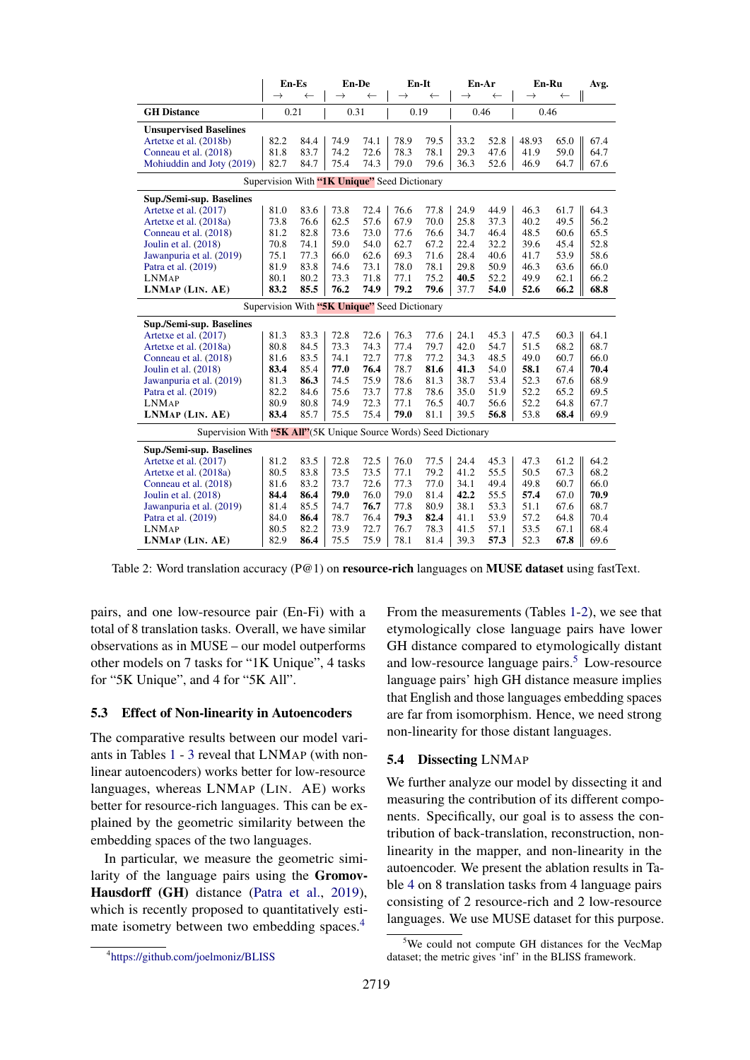| | En-Es | | En-De | | En-It | | En-Ar | | En-Ru | | Avg. |
|---|---|---|---|---|---|---|---|---|---|---|---|
| | → | ← | → | ← | → | ← | → | ← | → | ← | |
| **GH Distance** | 0.21 | | 0.31 | | 0.19 | | 0.46 | | 0.46 | | |
| **Unsupervised Baselines** | | | | | | | | | | | |
| Artetxe et al. (2018b) | 82.2 | 84.4 | 74.9 | 74.1 | 78.9 | 79.5 | 33.2 | 52.8 | 48.93 | 65.0 | 67.4 |
| Conneau et al. (2018) | 81.8 | 83.7 | 74.2 | 72.6 | 78.3 | 78.1 | 29.3 | 47.6 | 41.9 | 59.0 | 64.7 |
| Mohiuddin and Joty (2019) | 82.7 | 84.7 | 75.4 | 74.3 | 79.0 | 79.6 | 36.3 | 52.6 | 46.9 | 64.7 | 67.6 |
| Supervision With **"1K Unique"** Seed Dictionary | | | | | | | | | | | |
| **Sup./Semi-sup. Baselines** | | | | | | | | | | | |
| Artetxe et al. (2017) | 81.0 | 83.6 | 73.8 | 72.4 | 76.6 | 77.8 | 24.9 | 44.9 | 46.3 | 61.7 | 64.3 |
| Artetxe et al. (2018a) | 73.8 | 76.6 | 62.5 | 57.6 | 67.9 | 70.0 | 25.8 | 37.3 | 40.2 | 49.5 | 56.2 |
| Conneau et al. (2018) | 81.2 | 82.8 | 73.6 | 73.0 | 77.6 | 76.6 | 34.7 | 46.4 | 48.5 | 60.6 | 65.5 |
| Joulin et al. (2018) | 70.8 | 74.1 | 59.0 | 54.0 | 62.7 | 67.2 | 22.4 | 32.2 | 39.6 | 45.4 | 52.8 |
| Jawanpuria et al. (2019) | 75.1 | 77.3 | 66.0 | 62.6 | 69.3 | 71.6 | 28.4 | 40.6 | 41.7 | 53.9 | 58.6 |
| Patra et al. (2019) | 81.9 | 83.8 | 74.6 | 73.1 | 78.0 | 78.1 | 29.8 | 50.9 | 46.3 | 63.6 | 66.0 |
| LNMAP | 80.1 | 80.2 | 73.3 | 71.8 | 77.1 | 75.2 | **40.5** | 52.2 | 49.9 | 62.1 | 66.2 |
| **LNMAP (LIN. AE)** | **83.2** | **85.5** | **76.2** | **74.9** | **79.2** | **79.6** | 37.7 | **54.0** | **52.6** | **66.2** | **68.8** |
| Supervision With **"5K Unique"** Seed Dictionary | | | | | | | | | | | |
| **Sup./Semi-sup. Baselines** | | | | | | | | | | | |
| Artetxe et al. (2017) | 81.3 | 83.3 | 72.8 | 72.6 | 76.3 | 77.6 | 24.1 | 45.3 | 47.5 | 60.3 | 64.1 |
| Artetxe et al. (2018a) | 80.8 | 84.5 | 73.3 | 74.3 | 77.4 | 79.7 | 42.0 | 54.7 | 51.5 | 68.2 | 68.7 |
| Conneau et al. (2018) | 81.6 | 83.5 | 74.1 | 72.7 | 77.8 | 77.2 | 34.3 | 48.5 | 49.0 | 60.7 | 66.0 |
| Joulin et al. (2018) | **83.4** | 85.4 | **77.0** | **76.4** | 78.7 | **81.6** | **41.3** | 54.0 | **58.1** | 67.4 | **70.4** |
| Jawanpuria et al. (2019) | 81.3 | **86.3** | 74.5 | 75.9 | 78.6 | 81.3 | 38.7 | 53.4 | 52.3 | 67.6 | 68.9 |
| Patra et al. (2019) | 82.2 | 84.6 | 75.6 | 73.7 | 77.8 | 78.6 | 35.0 | 51.9 | 52.2 | 65.2 | 69.5 |
| LNMAP | 80.9 | 80.8 | 74.9 | 72.3 | 77.1 | 76.5 | 40.7 | 56.6 | 52.2 | 64.8 | 67.7 |
| **LNMAP (LIN. AE)** | **83.4** | 85.7 | 75.5 | 75.4 | **79.0** | 81.1 | 39.5 | **56.8** | 53.8 | **68.4** | 69.9 |
| Supervision With **"5K All"**(5K Unique Source Words) Seed Dictionary | | | | | | | | | | | |
| **Sup./Semi-sup. Baselines** | | | | | | | | | | | |
| Artetxe et al. (2017) | 81.2 | 83.5 | 72.8 | 72.5 | 76.0 | 77.5 | 24.4 | 45.3 | 47.3 | 61.2 | 64.2 |
| Artetxe et al. (2018a) | 80.5 | 83.8 | 73.5 | 73.5 | 77.1 | 79.2 | 41.2 | 55.5 | 50.5 | 67.3 | 68.2 |
| Conneau et al. (2018) | 81.6 | 83.2 | 73.7 | 72.6 | 77.3 | 77.0 | 34.1 | 49.4 | 49.8 | 60.7 | 66.0 |
| Joulin et al. (2018) | **84.4** | **86.4** | **79.0** | 76.0 | 79.0 | 81.4 | **42.2** | 55.5 | **57.4** | 67.0 | **70.9** |
| Jawanpuria et al. (2019) | 81.4 | 85.5 | 74.7 | **76.7** | 77.8 | 80.9 | 38.1 | 53.3 | 51.1 | 67.6 | 68.7 |
| Patra et al. (2019) | 84.0 | **86.4** | 78.7 | 76.4 | **79.3** | **82.4** | 41.1 | 53.9 | 57.2 | 64.8 | 70.4 |
| LNMAP | 80.5 | 82.2 | 73.9 | 72.7 | 76.7 | 78.3 | 41.5 | 57.1 | 53.5 | 67.1 | 68.4 |
| **LNMAP (LIN. AE)** | 82.9 | **86.4** | 75.5 | 75.9 | 78.1 | 81.4 | 39.3 | **57.3** | 52.3 | **67.8** | 69.6 |

Table 2: Word translation accuracy (P@1) on **resource-rich** languages on **MUSE dataset** using fastText.

pairs, and one low-resource pair (En-Fi) with a total of 8 translation tasks. Overall, we have similar observations as in MUSE – our model outperforms other models on 7 tasks for "1K Unique", 4 tasks for "5K Unique", and 4 for "5K All".

### 5.3 Effect of Non-linearity in Autoencoders

The comparative results between our model variants in Tables 1 - 3 reveal that LNMAP (with non-linear autoencoders) works better for low-resource languages, whereas LNMAP (LIN. AE) works better for resource-rich languages. This can be explained by the geometric similarity between the embedding spaces of the two languages.

In particular, we measure the geometric similarity of the language pairs using the **Gromov-Hausdorff (GH)** distance (Patra et al., 2019), which is recently proposed to quantitatively estimate isometry between two embedding spaces.[4]

[4] https://github.com/joelmoniz/BLISS

From the measurements (Tables 1-2), we see that etymologically close language pairs have lower GH distance compared to etymologically distant and low-resource language pairs.[5] Low-resource language pairs' high GH distance measure implies that English and those languages embedding spaces are far from isomorphism. Hence, we need strong non-linearity for those distant languages.

### 5.4 Dissecting LNMAP

We further analyze our model by dissecting it and measuring the contribution of its different components. Specifically, our goal is to assess the contribution of back-translation, reconstruction, non-linearity in the mapper, and non-linearity in the autoencoder. We present the ablation results in Table 4 on 8 translation tasks from 4 language pairs consisting of 2 resource-rich and 2 low-resource languages. We use MUSE dataset for this purpose.

[5] We could not compute GH distances for the VecMap dataset; the metric gives 'inf' in the BLISS framework.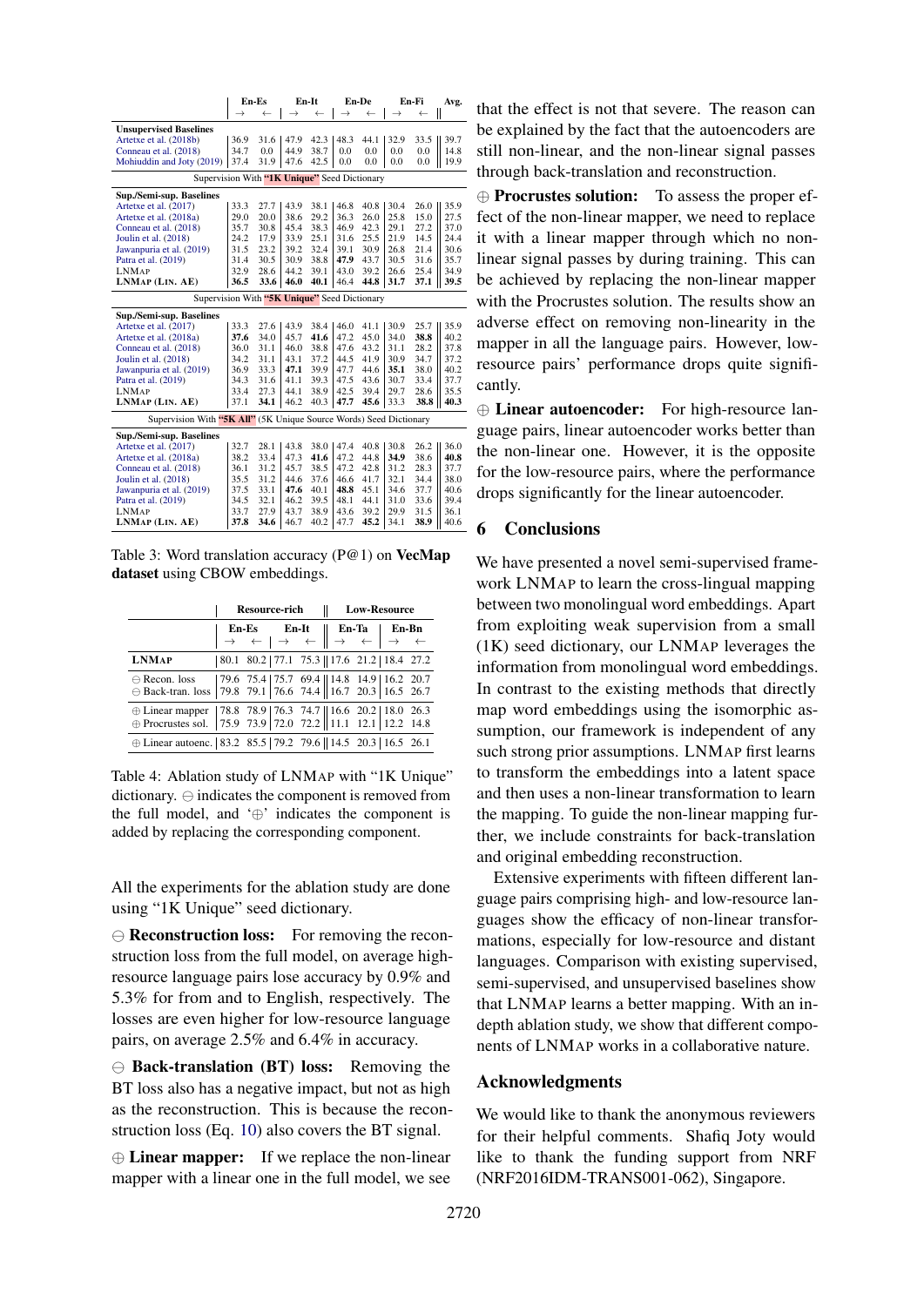| | En-Es → | En-Es ← | En-It → | En-It ← | En-De → | En-De ← | En-Fi → | En-Fi ← | Avg. |
|---|---|---|---|---|---|---|---|---|---|
| **Unsupervised Baselines** | | | | | | | | | |
| Artetxe et al. (2018b) | 36.9 | 31.6 | 47.9 | 42.3 | 48.3 | 44.1 | 32.9 | 33.5 | 39.7 |
| Conneau et al. (2018) | 34.7 | 0.0 | 44.9 | 38.7 | 0.0 | 0.0 | 0.0 | 0.0 | 14.8 |
| Mohiuddin and Joty (2019) | 37.4 | 31.9 | 47.6 | 42.5 | 0.0 | 0.0 | 0.0 | 0.0 | 19.9 |
| Supervision With **"1K Unique"** Seed Dictionary | | | | | | | | | |
| **Sup./Semi-sup. Baselines** | | | | | | | | | |
| Artetxe et al. (2017) | 33.3 | 27.7 | 43.9 | 38.1 | 46.8 | 40.8 | 30.4 | 26.0 | 35.9 |
| Artetxe et al. (2018a) | 29.0 | 20.0 | 38.6 | 29.2 | 36.3 | 26.0 | 25.8 | 15.0 | 27.5 |
| Conneau et al. (2018) | 35.7 | 30.8 | 45.4 | 38.3 | 46.9 | 42.3 | 29.1 | 27.2 | 37.0 |
| Joulin et al. (2018) | 24.2 | 17.9 | 33.9 | 25.1 | 31.6 | 25.5 | 21.9 | 14.5 | 24.4 |
| Jawanpuria et al. (2019) | 31.5 | 23.2 | 39.2 | 32.4 | 39.1 | 30.9 | 26.8 | 21.4 | 30.6 |
| Patra et al. (2019) | 31.4 | 30.5 | 30.9 | 38.8 | **47.9** | 43.7 | 30.5 | 31.6 | 35.7 |
| LNMAP | 32.9 | 28.6 | 44.2 | 39.1 | 43.0 | 39.2 | 26.6 | 25.4 | 34.9 |
| LNMAP (LIN. AE) | **36.5** | **33.6** | **46.0** | **40.1** | 46.4 | **44.8** | **31.7** | **37.1** | **39.5** |
| Supervision With **"5K Unique"** Seed Dictionary | | | | | | | | | |
| **Sup./Semi-sup. Baselines** | | | | | | | | | |
| Artetxe et al. (2017) | 33.3 | 27.6 | 43.9 | 38.4 | 46.0 | 41.1 | 30.9 | 25.7 | 35.9 |
| Artetxe et al. (2018a) | **37.6** | 34.0 | 45.7 | **41.6** | 47.2 | 45.0 | 34.0 | **38.8** | 40.2 |
| Conneau et al. (2018) | 36.0 | 31.1 | 46.0 | 38.8 | 47.6 | 43.2 | 31.1 | 28.2 | 37.8 |
| Joulin et al. (2018) | 34.2 | 31.1 | 43.1 | 37.2 | 44.5 | 41.9 | 30.9 | 34.7 | 37.2 |
| Jawanpuria et al. (2019) | 36.9 | 33.3 | **47.1** | 39.9 | 47.7 | 44.6 | **35.1** | 38.0 | 40.2 |
| Patra et al. (2019) | 34.3 | 31.6 | 41.1 | 39.3 | 47.5 | 43.6 | 30.7 | 33.4 | 37.7 |
| LNMAP | 33.4 | 27.3 | 44.1 | 38.9 | 42.5 | 39.4 | 29.7 | 28.6 | 35.5 |
| LNMAP (LIN. AE) | 37.1 | **34.1** | 46.2 | 40.3 | **47.7** | **45.6** | 33.3 | **38.8** | **40.3** |
| Supervision With **"5K All"** (5K Unique Source Words) Seed Dictionary | | | | | | | | | |
| **Sup./Semi-sup. Baselines** | | | | | | | | | |
| Artetxe et al. (2017) | 32.7 | 28.1 | 43.8 | 38.0 | 47.4 | 40.8 | 30.8 | 26.2 | 36.0 |
| Artetxe et al. (2018a) | 38.2 | 33.4 | 47.3 | **41.6** | 47.2 | 44.8 | **34.9** | 38.6 | **40.8** |
| Conneau et al. (2018) | 36.1 | 31.2 | 45.7 | 38.5 | 47.2 | 42.8 | 31.2 | 28.3 | 37.7 |
| Joulin et al. (2018) | 35.5 | 31.2 | 44.6 | 37.6 | 46.6 | 41.7 | 32.1 | 34.4 | 38.0 |
| Jawanpuria et al. (2019) | 37.5 | 33.1 | **47.6** | 40.1 | **48.8** | 45.1 | 34.6 | 37.7 | 40.6 |
| Patra et al. (2019) | 34.5 | 32.1 | 46.2 | 39.5 | 48.1 | 44.1 | 31.0 | 33.6 | 39.4 |
| LNMAP | 33.7 | 27.9 | 43.7 | 38.9 | 43.6 | 39.2 | 29.9 | 31.5 | 36.1 |
| LNMAP (LIN. AE) | **37.8** | **34.6** | 46.7 | 40.2 | 47.7 | **45.2** | 34.1 | **38.9** | 40.6 |

Table 3: Word translation accuracy (P@1) on **VecMap dataset** using CBOW embeddings.

| | Resource-rich | | | | Low-Resource | | | |
|---|---|---|---|---|---|---|---|---|
| | En-Es → | En-Es ← | En-It → | En-It ← | En-Ta → | En-Ta ← | En-Bn → | En-Bn ← |
| **LNMAP** | 80.1 | 80.2 | 77.1 | 75.3 | 17.6 | 21.2 | 18.4 | 27.2 |
| ⊖ Recon. loss | 79.6 | 75.4 | 75.7 | 69.4 | 14.8 | 14.9 | 16.2 | 20.7 |
| ⊖ Back-tran. loss | 79.8 | 79.1 | 76.6 | 74.4 | 16.7 | 20.3 | 16.5 | 26.7 |
| ⊕ Linear mapper | 78.8 | 78.9 | 76.3 | 74.7 | 16.6 | 20.2 | 18.0 | 26.3 |
| ⊕ Procrustes sol. | 75.9 | 73.9 | 72.0 | 72.2 | 11.1 | 12.1 | 12.2 | 14.8 |
| ⊕ Linear autoenc. | 83.2 | 85.5 | 79.2 | 79.6 | 14.5 | 20.3 | 16.5 | 26.1 |

Table 4: Ablation study of LNMAP with "1K Unique" dictionary. ⊖ indicates the component is removed from the full model, and '⊕' indicates the component is added by replacing the corresponding component.

All the experiments for the ablation study are done using "1K Unique" seed dictionary.

⊖ **Reconstruction loss:** For removing the reconstruction loss from the full model, on average high-resource language pairs lose accuracy by 0.9% and 5.3% for from and to English, respectively. The losses are even higher for low-resource language pairs, on average 2.5% and 6.4% in accuracy.

⊖ **Back-translation (BT) loss:** Removing the BT loss also has a negative impact, but not as high as the reconstruction. This is because the reconstruction loss (Eq. 10) also covers the BT signal.

⊕ **Linear mapper:** If we replace the non-linear mapper with a linear one in the full model, we see that the effect is not that severe. The reason can be explained by the fact that the autoencoders are still non-linear, and the non-linear signal passes through back-translation and reconstruction.

⊕ **Procrustes solution:** To assess the proper effect of the non-linear mapper, we need to replace it with a linear mapper through which no non-linear signal passes by during training. This can be achieved by replacing the non-linear mapper with the Procrustes solution. The results show an adverse effect on removing non-linearity in the mapper in all the language pairs. However, low-resource pairs' performance drops quite significantly.

⊕ **Linear autoencoder:** For high-resource language pairs, linear autoencoder works better than the non-linear one. However, it is the opposite for the low-resource pairs, where the performance drops significantly for the linear autoencoder.

## 6 Conclusions

We have presented a novel semi-supervised framework LNMAP to learn the cross-lingual mapping between two monolingual word embeddings. Apart from exploiting weak supervision from a small (1K) seed dictionary, our LNMAP leverages the information from monolingual word embeddings. In contrast to the existing methods that directly map word embeddings using the isomorphic assumption, our framework is independent of any such strong prior assumptions. LNMAP first learns to transform the embeddings into a latent space and then uses a non-linear transformation to learn the mapping. To guide the non-linear mapping further, we include constraints for back-translation and original embedding reconstruction.

Extensive experiments with fifteen different language pairs comprising high- and low-resource languages show the efficacy of non-linear transformations, especially for low-resource and distant languages. Comparison with existing supervised, semi-supervised, and unsupervised baselines show that LNMAP learns a better mapping. With an in-depth ablation study, we show that different components of LNMAP works in a collaborative nature.

## Acknowledgments

We would like to thank the anonymous reviewers for their helpful comments. Shafiq Joty would like to thank the funding support from NRF (NRF2016IDM-TRANS001-062), Singapore.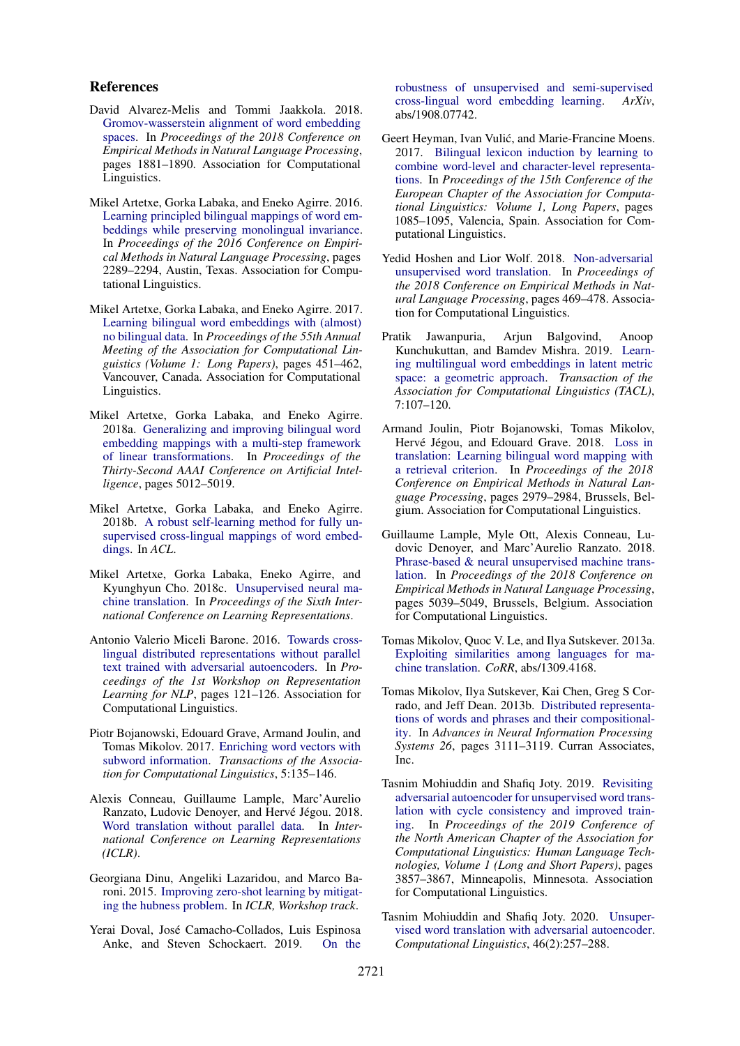## References

David Alvarez-Melis and Tommi Jaakkola. 2018. Gromov-wasserstein alignment of word embedding spaces. In *Proceedings of the 2018 Conference on Empirical Methods in Natural Language Processing*, pages 1881–1890. Association for Computational Linguistics.

Mikel Artetxe, Gorka Labaka, and Eneko Agirre. 2016. Learning principled bilingual mappings of word embeddings while preserving monolingual invariance. In *Proceedings of the 2016 Conference on Empirical Methods in Natural Language Processing*, pages 2289–2294, Austin, Texas. Association for Computational Linguistics.

Mikel Artetxe, Gorka Labaka, and Eneko Agirre. 2017. Learning bilingual word embeddings with (almost) no bilingual data. In *Proceedings of the 55th Annual Meeting of the Association for Computational Linguistics (Volume 1: Long Papers)*, pages 451–462, Vancouver, Canada. Association for Computational Linguistics.

Mikel Artetxe, Gorka Labaka, and Eneko Agirre. 2018a. Generalizing and improving bilingual word embedding mappings with a multi-step framework of linear transformations. In *Proceedings of the Thirty-Second AAAI Conference on Artificial Intelligence*, pages 5012–5019.

Mikel Artetxe, Gorka Labaka, and Eneko Agirre. 2018b. A robust self-learning method for fully unsupervised cross-lingual mappings of word embeddings. In *ACL*.

Mikel Artetxe, Gorka Labaka, Eneko Agirre, and Kyunghyun Cho. 2018c. Unsupervised neural machine translation. In *Proceedings of the Sixth International Conference on Learning Representations*.

Antonio Valerio Miceli Barone. 2016. Towards cross-lingual distributed representations without parallel text trained with adversarial autoencoders. In *Proceedings of the 1st Workshop on Representation Learning for NLP*, pages 121–126. Association for Computational Linguistics.

Piotr Bojanowski, Edouard Grave, Armand Joulin, and Tomas Mikolov. 2017. Enriching word vectors with subword information. *Transactions of the Association for Computational Linguistics*, 5:135–146.

Alexis Conneau, Guillaume Lample, Marc'Aurelio Ranzato, Ludovic Denoyer, and Hervé Jégou. 2018. Word translation without parallel data. In *International Conference on Learning Representations (ICLR)*.

Georgiana Dinu, Angeliki Lazaridou, and Marco Baroni. 2015. Improving zero-shot learning by mitigating the hubness problem. In *ICLR, Workshop track*.

Yerai Doval, José Camacho-Collados, Luis Espinosa Anke, and Steven Schockaert. 2019. On the robustness of unsupervised and semi-supervised cross-lingual word embedding learning. *ArXiv*, abs/1908.07742.

Geert Heyman, Ivan Vulić, and Marie-Francine Moens. 2017. Bilingual lexicon induction by learning to combine word-level and character-level representations. In *Proceedings of the 15th Conference of the European Chapter of the Association for Computational Linguistics: Volume 1, Long Papers*, pages 1085–1095, Valencia, Spain. Association for Computational Linguistics.

Yedid Hoshen and Lior Wolf. 2018. Non-adversarial unsupervised word translation. In *Proceedings of the 2018 Conference on Empirical Methods in Natural Language Processing*, pages 469–478. Association for Computational Linguistics.

Pratik Jawanpuria, Arjun Balgovind, Anoop Kunchukuttan, and Bamdev Mishra. 2019. Learning multilingual word embeddings in latent metric space: a geometric approach. *Transaction of the Association for Computational Linguistics (TACL)*, 7:107–120.

Armand Joulin, Piotr Bojanowski, Tomas Mikolov, Hervé Jégou, and Edouard Grave. 2018. Loss in translation: Learning bilingual word mapping with a retrieval criterion. In *Proceedings of the 2018 Conference on Empirical Methods in Natural Language Processing*, pages 2979–2984, Brussels, Belgium. Association for Computational Linguistics.

Guillaume Lample, Myle Ott, Alexis Conneau, Ludovic Denoyer, and Marc'Aurelio Ranzato. 2018. Phrase-based & neural unsupervised machine translation. In *Proceedings of the 2018 Conference on Empirical Methods in Natural Language Processing*, pages 5039–5049, Brussels, Belgium. Association for Computational Linguistics.

Tomas Mikolov, Quoc V. Le, and Ilya Sutskever. 2013a. Exploiting similarities among languages for machine translation. *CoRR*, abs/1309.4168.

Tomas Mikolov, Ilya Sutskever, Kai Chen, Greg S Corrado, and Jeff Dean. 2013b. Distributed representations of words and phrases and their compositionality. In *Advances in Neural Information Processing Systems 26*, pages 3111–3119. Curran Associates, Inc.

Tasnim Mohiuddin and Shafiq Joty. 2019. Revisiting adversarial autoencoder for unsupervised word translation with cycle consistency and improved training. In *Proceedings of the 2019 Conference of the North American Chapter of the Association for Computational Linguistics: Human Language Technologies, Volume 1 (Long and Short Papers)*, pages 3857–3867, Minneapolis, Minnesota. Association for Computational Linguistics.

Tasnim Mohiuddin and Shafiq Joty. 2020. Unsupervised word translation with adversarial autoencoder. *Computational Linguistics*, 46(2):257–288.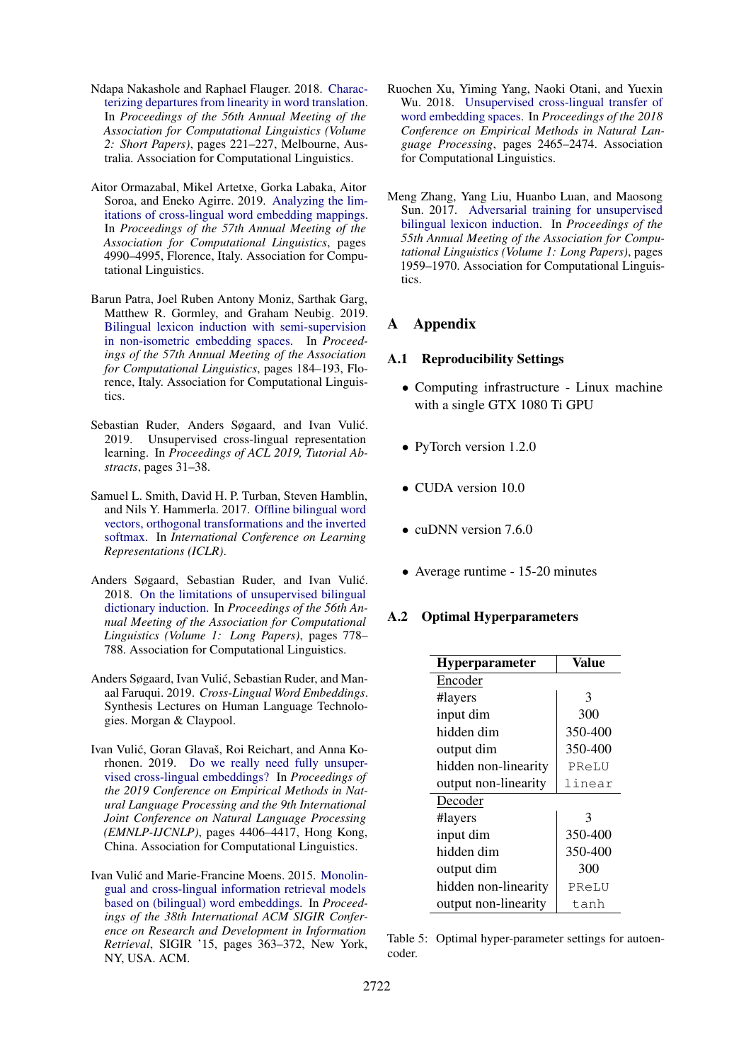Ndapa Nakashole and Raphael Flauger. 2018. Characterizing departures from linearity in word translation. In *Proceedings of the 56th Annual Meeting of the Association for Computational Linguistics (Volume 2: Short Papers)*, pages 221–227, Melbourne, Australia. Association for Computational Linguistics.

Aitor Ormazabal, Mikel Artetxe, Gorka Labaka, Aitor Soroa, and Eneko Agirre. 2019. Analyzing the limitations of cross-lingual word embedding mappings. In *Proceedings of the 57th Annual Meeting of the Association for Computational Linguistics*, pages 4990–4995, Florence, Italy. Association for Computational Linguistics.

Barun Patra, Joel Ruben Antony Moniz, Sarthak Garg, Matthew R. Gormley, and Graham Neubig. 2019. Bilingual lexicon induction with semi-supervision in non-isometric embedding spaces. In *Proceedings of the 57th Annual Meeting of the Association for Computational Linguistics*, pages 184–193, Florence, Italy. Association for Computational Linguistics.

Sebastian Ruder, Anders Søgaard, and Ivan Vulić. 2019. Unsupervised cross-lingual representation learning. In *Proceedings of ACL 2019, Tutorial Abstracts*, pages 31–38.

Samuel L. Smith, David H. P. Turban, Steven Hamblin, and Nils Y. Hammerla. 2017. Offline bilingual word vectors, orthogonal transformations and the inverted softmax. In *International Conference on Learning Representations (ICLR)*.

Anders Søgaard, Sebastian Ruder, and Ivan Vulić. 2018. On the limitations of unsupervised bilingual dictionary induction. In *Proceedings of the 56th Annual Meeting of the Association for Computational Linguistics (Volume 1: Long Papers)*, pages 778–788. Association for Computational Linguistics.

Anders Søgaard, Ivan Vulić, Sebastian Ruder, and Manaal Faruqui. 2019. *Cross-Lingual Word Embeddings*. Synthesis Lectures on Human Language Technologies. Morgan & Claypool.

Ivan Vulić, Goran Glavaš, Roi Reichart, and Anna Korhonen. 2019. Do we really need fully unsupervised cross-lingual embeddings? In *Proceedings of the 2019 Conference on Empirical Methods in Natural Language Processing and the 9th International Joint Conference on Natural Language Processing (EMNLP-IJCNLP)*, pages 4406–4417, Hong Kong, China. Association for Computational Linguistics.

Ivan Vulić and Marie-Francine Moens. 2015. Monolingual and cross-lingual information retrieval models based on (bilingual) word embeddings. In *Proceedings of the 38th International ACM SIGIR Conference on Research and Development in Information Retrieval*, SIGIR '15, pages 363–372, New York, NY, USA. ACM.

Ruochen Xu, Yiming Yang, Naoki Otani, and Yuexin Wu. 2018. Unsupervised cross-lingual transfer of word embedding spaces. In *Proceedings of the 2018 Conference on Empirical Methods in Natural Language Processing*, pages 2465–2474. Association for Computational Linguistics.

Meng Zhang, Yang Liu, Huanbo Luan, and Maosong Sun. 2017. Adversarial training for unsupervised bilingual lexicon induction. In *Proceedings of the 55th Annual Meeting of the Association for Computational Linguistics (Volume 1: Long Papers)*, pages 1959–1970. Association for Computational Linguistics.

# A Appendix

## A.1 Reproducibility Settings

- Computing infrastructure - Linux machine with a single GTX 1080 Ti GPU
- PyTorch version 1.2.0
- CUDA version 10.0
- cuDNN version 7.6.0
- Average runtime - 15-20 minutes

## A.2 Optimal Hyperparameters

| Hyperparameter | Value |
|---|---|
| Encoder | |
| #layers | 3 |
| input dim | 300 |
| hidden dim | 350-400 |
| output dim | 350-400 |
| hidden non-linearity | PReLU |
| output non-linearity | linear |
| Decoder | |
| #layers | 3 |
| input dim | 350-400 |
| hidden dim | 350-400 |
| output dim | 300 |
| hidden non-linearity | PReLU |
| output non-linearity | tanh |

Table 5: Optimal hyper-parameter settings for autoencoder.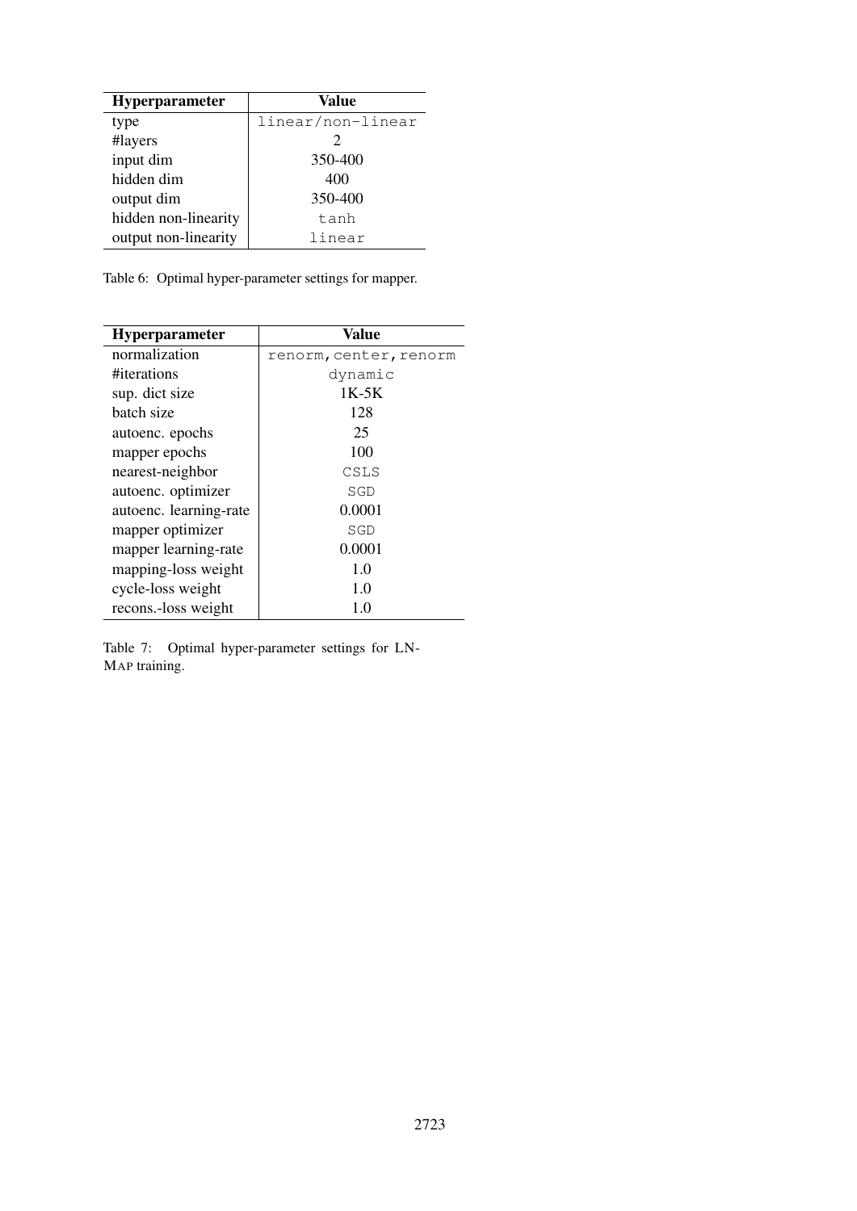| Hyperparameter | Value |
|---|---|
| type | linear/non-linear |
| #layers | 2 |
| input dim | 350-400 |
| hidden dim | 400 |
| output dim | 350-400 |
| hidden non-linearity | tanh |
| output non-linearity | linear |

Table 6: Optimal hyper-parameter settings for mapper.

| Hyperparameter | Value |
|---|---|
| normalization | renorm, center, renorm |
| #iterations | dynamic |
| sup. dict size | 1K-5K |
| batch size | 128 |
| autoenc. epochs | 25 |
| mapper epochs | 100 |
| nearest-neighbor | CSLS |
| autoenc. optimizer | SGD |
| autoenc. learning-rate | 0.0001 |
| mapper optimizer | SGD |
| mapper learning-rate | 0.0001 |
| mapping-loss weight | 1.0 |
| cycle-loss weight | 1.0 |
| recons.-loss weight | 1.0 |

Table 7: Optimal hyper-parameter settings for LN-MAP training.